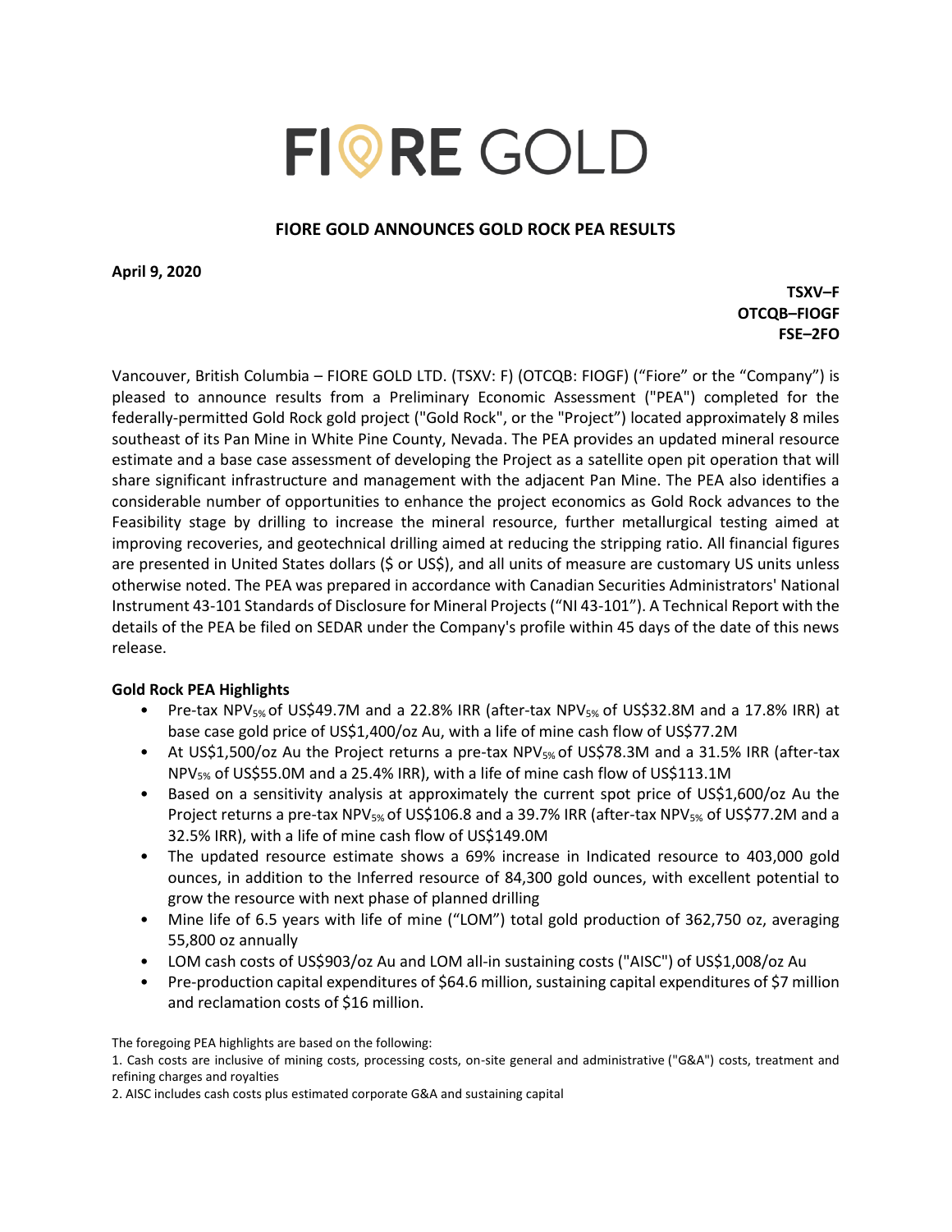# FIORE GOLD

## FIORE GOLD ANNOUNCES GOLD ROCK PEA RESULTS

**April 9, 2020**

**TSXV–F**
**OTCQB–FIOGF**
**FSE–2FO**

Vancouver, British Columbia – FIORE GOLD LTD. (TSXV: F) (OTCQB: FIOGF) ("Fiore" or the "Company") is pleased to announce results from a Preliminary Economic Assessment ("PEA") completed for the federally-permitted Gold Rock gold project ("Gold Rock", or the "Project") located approximately 8 miles southeast of its Pan Mine in White Pine County, Nevada. The PEA provides an updated mineral resource estimate and a base case assessment of developing the Project as a satellite open pit operation that will share significant infrastructure and management with the adjacent Pan Mine. The PEA also identifies a considerable number of opportunities to enhance the project economics as Gold Rock advances to the Feasibility stage by drilling to increase the mineral resource, further metallurgical testing aimed at improving recoveries, and geotechnical drilling aimed at reducing the stripping ratio. All financial figures are presented in United States dollars ($ or US$), and all units of measure are customary US units unless otherwise noted. The PEA was prepared in accordance with Canadian Securities Administrators' National Instrument 43-101 Standards of Disclosure for Mineral Projects ("NI 43-101"). A Technical Report with the details of the PEA be filed on SEDAR under the Company's profile within 45 days of the date of this news release.

### Gold Rock PEA Highlights

- Pre-tax $NPV_{5\%}$ of US$49.7M and a 22.8% IRR (after-tax $NPV_{5\%}$ of US$32.8M and a 17.8% IRR) at base case gold price of US$1,400/oz Au, with a life of mine cash flow of US$77.2M
- At US$1,500/oz Au the Project returns a pre-tax $NPV_{5\%}$ of US$78.3M and a 31.5% IRR (after-tax $NPV_{5\%}$ of US$55.0M and a 25.4% IRR), with a life of mine cash flow of US$113.1M
- Based on a sensitivity analysis at approximately the current spot price of US$1,600/oz Au the Project returns a pre-tax $NPV_{5\%}$ of US$106.8 and a 39.7% IRR (after-tax $NPV_{5\%}$ of US$77.2M and a 32.5% IRR), with a life of mine cash flow of US$149.0M
- The updated resource estimate shows a 69% increase in Indicated resource to 403,000 gold ounces, in addition to the Inferred resource of 84,300 gold ounces, with excellent potential to grow the resource with next phase of planned drilling
- Mine life of 6.5 years with life of mine ("LOM") total gold production of 362,750 oz, averaging 55,800 oz annually
- LOM cash costs of US$903/oz Au and LOM all-in sustaining costs ("AISC") of US$1,008/oz Au
- Pre-production capital expenditures of $64.6 million, sustaining capital expenditures of $7 million and reclamation costs of $16 million.

The foregoing PEA highlights are based on the following:

1. Cash costs are inclusive of mining costs, processing costs, on-site general and administrative ("G&A") costs, treatment and refining charges and royalties
2. AISC includes cash costs plus estimated corporate G&A and sustaining capital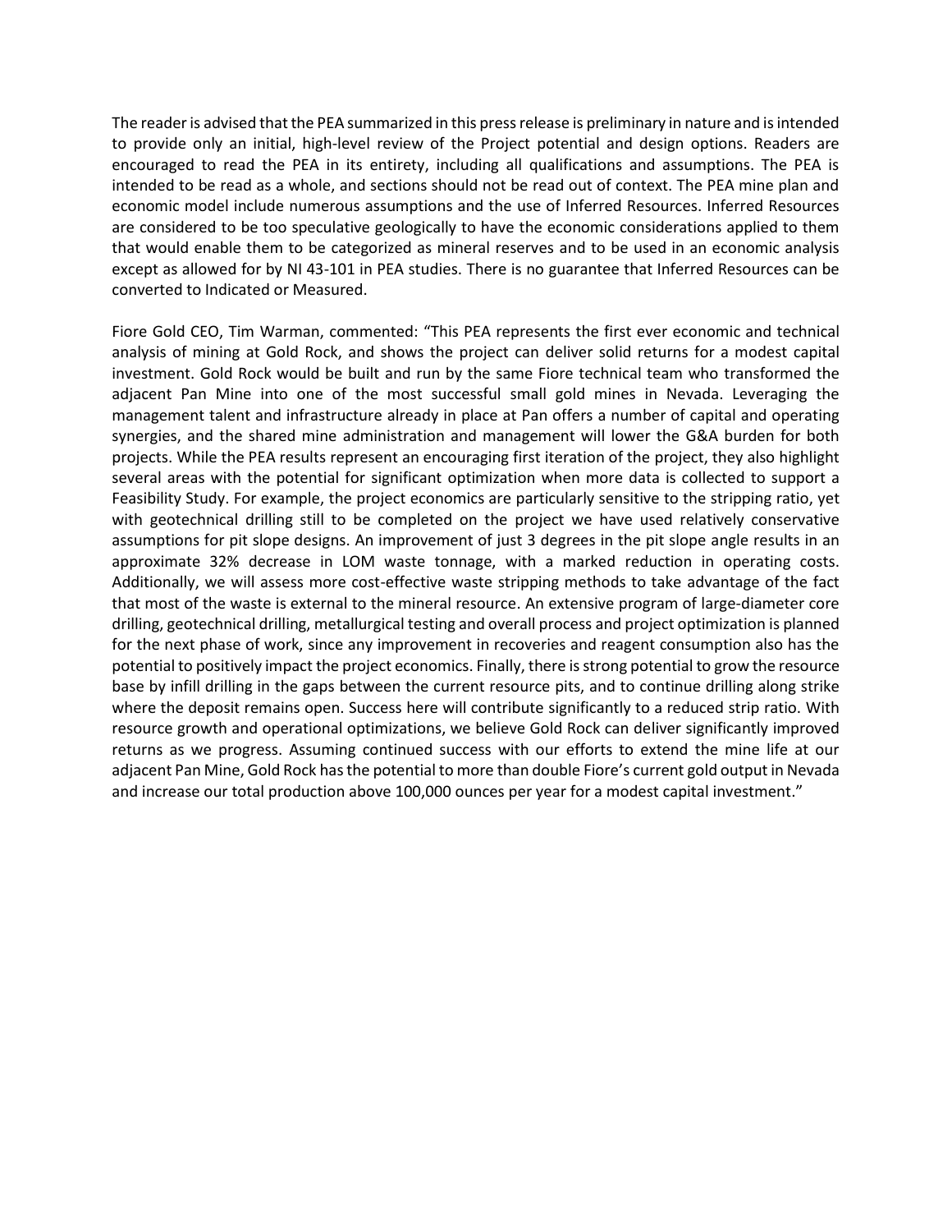The reader is advised that the PEA summarized in this press release is preliminary in nature and is intended to provide only an initial, high-level review of the Project potential and design options. Readers are encouraged to read the PEA in its entirety, including all qualifications and assumptions. The PEA is intended to be read as a whole, and sections should not be read out of context. The PEA mine plan and economic model include numerous assumptions and the use of Inferred Resources. Inferred Resources are considered to be too speculative geologically to have the economic considerations applied to them that would enable them to be categorized as mineral reserves and to be used in an economic analysis except as allowed for by NI 43-101 in PEA studies. There is no guarantee that Inferred Resources can be converted to Indicated or Measured.

Fiore Gold CEO, Tim Warman, commented: "This PEA represents the first ever economic and technical analysis of mining at Gold Rock, and shows the project can deliver solid returns for a modest capital investment. Gold Rock would be built and run by the same Fiore technical team who transformed the adjacent Pan Mine into one of the most successful small gold mines in Nevada. Leveraging the management talent and infrastructure already in place at Pan offers a number of capital and operating synergies, and the shared mine administration and management will lower the G&A burden for both projects. While the PEA results represent an encouraging first iteration of the project, they also highlight several areas with the potential for significant optimization when more data is collected to support a Feasibility Study. For example, the project economics are particularly sensitive to the stripping ratio, yet with geotechnical drilling still to be completed on the project we have used relatively conservative assumptions for pit slope designs. An improvement of just 3 degrees in the pit slope angle results in an approximate 32% decrease in LOM waste tonnage, with a marked reduction in operating costs. Additionally, we will assess more cost-effective waste stripping methods to take advantage of the fact that most of the waste is external to the mineral resource. An extensive program of large-diameter core drilling, geotechnical drilling, metallurgical testing and overall process and project optimization is planned for the next phase of work, since any improvement in recoveries and reagent consumption also has the potential to positively impact the project economics. Finally, there is strong potential to grow the resource base by infill drilling in the gaps between the current resource pits, and to continue drilling along strike where the deposit remains open. Success here will contribute significantly to a reduced strip ratio. With resource growth and operational optimizations, we believe Gold Rock can deliver significantly improved returns as we progress. Assuming continued success with our efforts to extend the mine life at our adjacent Pan Mine, Gold Rock has the potential to more than double Fiore's current gold output in Nevada and increase our total production above 100,000 ounces per year for a modest capital investment."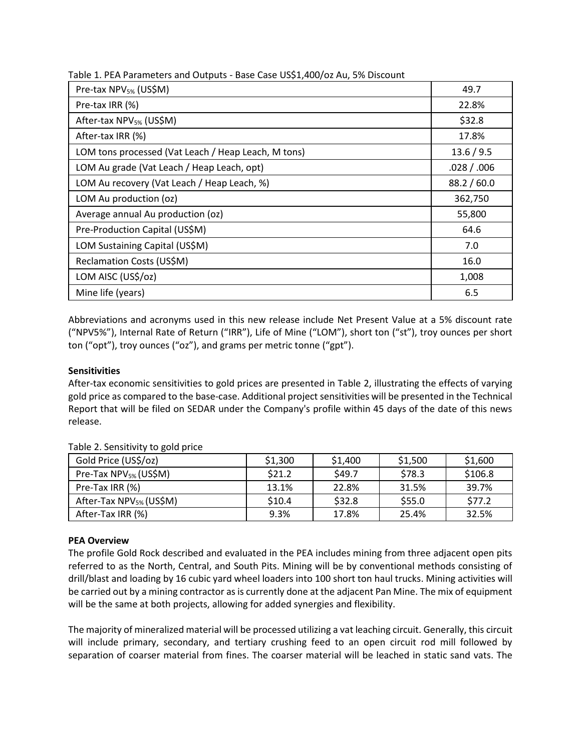Table 1. PEA Parameters and Outputs - Base Case US$1,400/oz Au, 5% Discount

| Parameter | Value |
|---|---|
| Pre-tax $NPV_{5\%}$ (US$M) | 49.7 |
| Pre-tax IRR (%) | 22.8% |
| After-tax $NPV_{5\%}$ (US$M) | $32.8 |
| After-tax IRR (%) | 17.8% |
| LOM tons processed (Vat Leach / Heap Leach, M tons) | 13.6 / 9.5 |
| LOM Au grade (Vat Leach / Heap Leach, opt) | .028 / .006 |
| LOM Au recovery (Vat Leach / Heap Leach, %) | 88.2 / 60.0 |
| LOM Au production (oz) | 362,750 |
| Average annual Au production (oz) | 55,800 |
| Pre-Production Capital (US$M) | 64.6 |
| LOM Sustaining Capital (US$M) | 7.0 |
| Reclamation Costs (US$M) | 16.0 |
| LOM AISC (US$/oz) | 1,008 |
| Mine life (years) | 6.5 |

Abbreviations and acronyms used in this new release include Net Present Value at a 5% discount rate ("NPV5%"), Internal Rate of Return ("IRR"), Life of Mine ("LOM"), short ton ("st"), troy ounces per short ton ("opt"), troy ounces ("oz"), and grams per metric tonne ("gpt").

**Sensitivities**

After-tax economic sensitivities to gold prices are presented in Table 2, illustrating the effects of varying gold price as compared to the base-case. Additional project sensitivities will be presented in the Technical Report that will be filed on SEDAR under the Company's profile within 45 days of the date of this news release.

Table 2. Sensitivity to gold price

| Gold Price (US$/oz) | $1,300 | $1,400 | $1,500 | $1,600 |
|---|---|---|---|---|
| Pre-Tax $NPV_{5\%}$ (US$M) | $21.2 | $49.7 | $78.3 | $106.8 |
| Pre-Tax IRR (%) | 13.1% | 22.8% | 31.5% | 39.7% |
| After-Tax $NPV_{5\%}$ (US$M) | $10.4 | $32.8 | $55.0 | $77.2 |
| After-Tax IRR (%) | 9.3% | 17.8% | 25.4% | 32.5% |

**PEA Overview**

The profile Gold Rock described and evaluated in the PEA includes mining from three adjacent open pits referred to as the North, Central, and South Pits. Mining will be by conventional methods consisting of drill/blast and loading by 16 cubic yard wheel loaders into 100 short ton haul trucks. Mining activities will be carried out by a mining contractor as is currently done at the adjacent Pan Mine. The mix of equipment will be the same at both projects, allowing for added synergies and flexibility.

The majority of mineralized material will be processed utilizing a vat leaching circuit. Generally, this circuit will include primary, secondary, and tertiary crushing feed to an open circuit rod mill followed by separation of coarser material from fines. The coarser material will be leached in static sand vats. The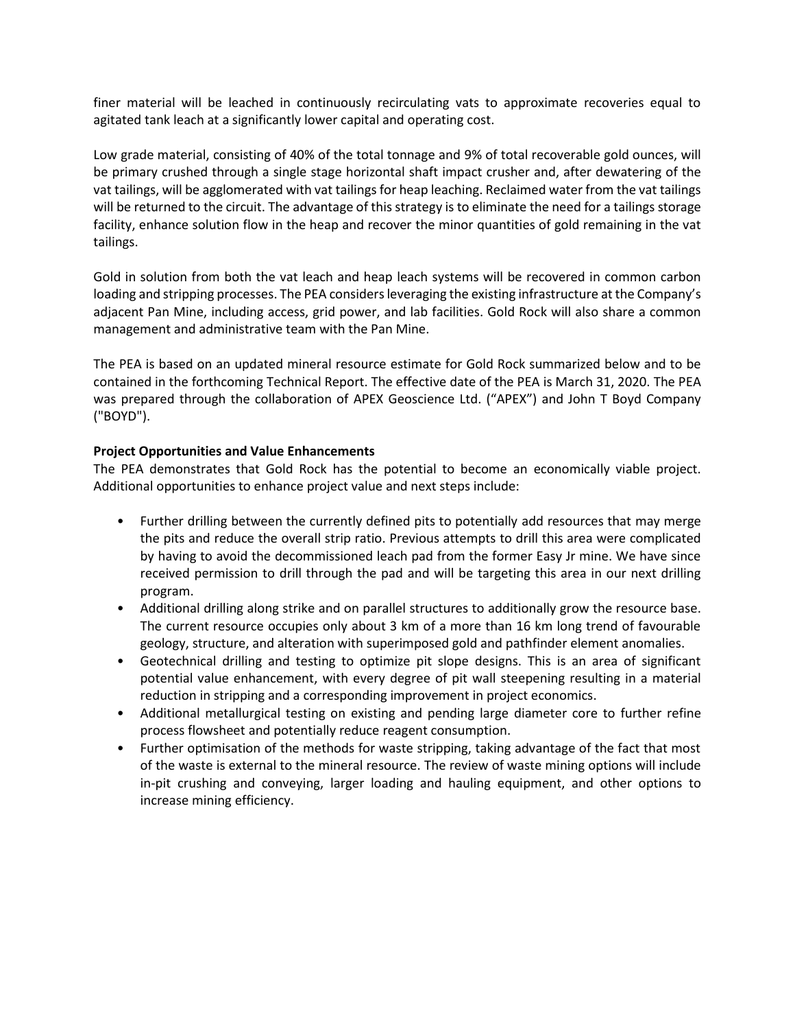finer material will be leached in continuously recirculating vats to approximate recoveries equal to agitated tank leach at a significantly lower capital and operating cost.

Low grade material, consisting of 40% of the total tonnage and 9% of total recoverable gold ounces, will be primary crushed through a single stage horizontal shaft impact crusher and, after dewatering of the vat tailings, will be agglomerated with vat tailings for heap leaching. Reclaimed water from the vat tailings will be returned to the circuit. The advantage of this strategy is to eliminate the need for a tailings storage facility, enhance solution flow in the heap and recover the minor quantities of gold remaining in the vat tailings.

Gold in solution from both the vat leach and heap leach systems will be recovered in common carbon loading and stripping processes. The PEA considers leveraging the existing infrastructure at the Company's adjacent Pan Mine, including access, grid power, and lab facilities. Gold Rock will also share a common management and administrative team with the Pan Mine.

The PEA is based on an updated mineral resource estimate for Gold Rock summarized below and to be contained in the forthcoming Technical Report. The effective date of the PEA is March 31, 2020. The PEA was prepared through the collaboration of APEX Geoscience Ltd. ("APEX") and John T Boyd Company ("BOYD").

**Project Opportunities and Value Enhancements**

The PEA demonstrates that Gold Rock has the potential to become an economically viable project. Additional opportunities to enhance project value and next steps include:

- Further drilling between the currently defined pits to potentially add resources that may merge the pits and reduce the overall strip ratio. Previous attempts to drill this area were complicated by having to avoid the decommissioned leach pad from the former Easy Jr mine. We have since received permission to drill through the pad and will be targeting this area in our next drilling program.
- Additional drilling along strike and on parallel structures to additionally grow the resource base. The current resource occupies only about 3 km of a more than 16 km long trend of favourable geology, structure, and alteration with superimposed gold and pathfinder element anomalies.
- Geotechnical drilling and testing to optimize pit slope designs. This is an area of significant potential value enhancement, with every degree of pit wall steepening resulting in a material reduction in stripping and a corresponding improvement in project economics.
- Additional metallurgical testing on existing and pending large diameter core to further refine process flowsheet and potentially reduce reagent consumption.
- Further optimisation of the methods for waste stripping, taking advantage of the fact that most of the waste is external to the mineral resource. The review of waste mining options will include in-pit crushing and conveying, larger loading and hauling equipment, and other options to increase mining efficiency.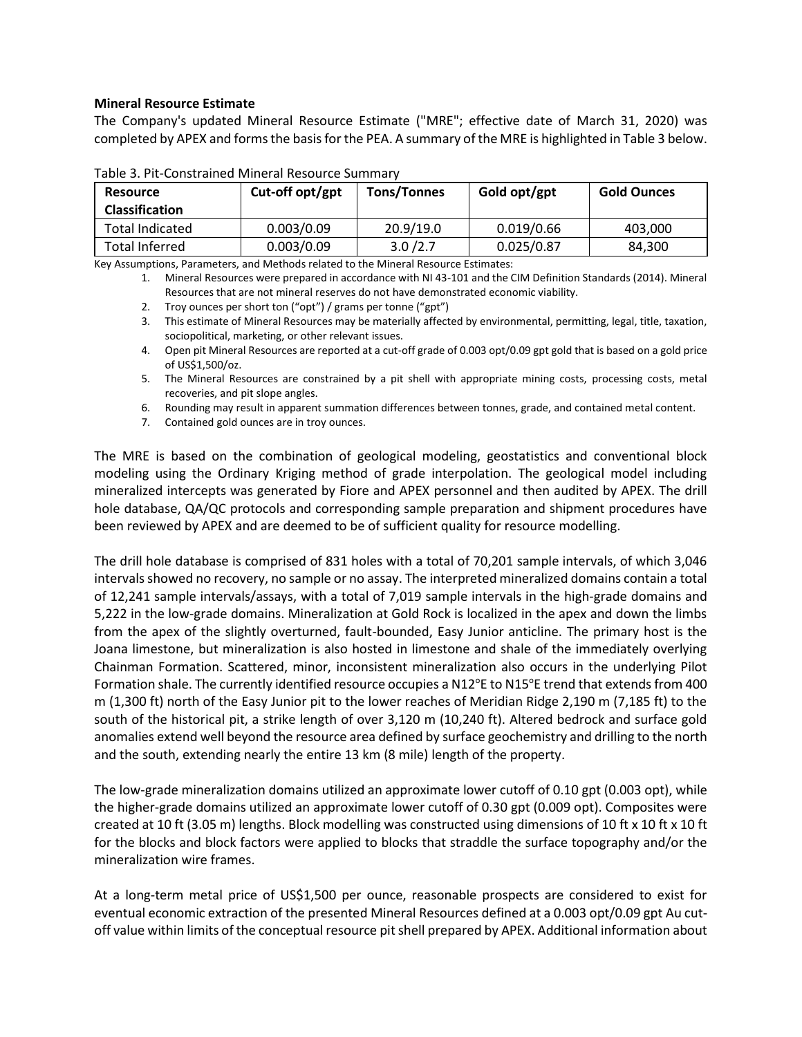**Mineral Resource Estimate**

The Company's updated Mineral Resource Estimate ("MRE"; effective date of March 31, 2020) was completed by APEX and forms the basis for the PEA. A summary of the MRE is highlighted in Table 3 below.

Table 3. Pit-Constrained Mineral Resource Summary

| Resource Classification | Cut-off opt/gpt | Tons/Tonnes | Gold opt/gpt | Gold Ounces |
|---|---|---|---|---|
| Total Indicated | 0.003/0.09 | 20.9/19.0 | 0.019/0.66 | 403,000 |
| Total Inferred | 0.003/0.09 | 3.0 /2.7 | 0.025/0.87 | 84,300 |

Key Assumptions, Parameters, and Methods related to the Mineral Resource Estimates:

1. Mineral Resources were prepared in accordance with NI 43-101 and the CIM Definition Standards (2014). Mineral Resources that are not mineral reserves do not have demonstrated economic viability.
2. Troy ounces per short ton ("opt") / grams per tonne ("gpt")
3. This estimate of Mineral Resources may be materially affected by environmental, permitting, legal, title, taxation, sociopolitical, marketing, or other relevant issues.
4. Open pit Mineral Resources are reported at a cut-off grade of 0.003 opt/0.09 gpt gold that is based on a gold price of US$1,500/oz.
5. The Mineral Resources are constrained by a pit shell with appropriate mining costs, processing costs, metal recoveries, and pit slope angles.
6. Rounding may result in apparent summation differences between tonnes, grade, and contained metal content.
7. Contained gold ounces are in troy ounces.

The MRE is based on the combination of geological modeling, geostatistics and conventional block modeling using the Ordinary Kriging method of grade interpolation. The geological model including mineralized intercepts was generated by Fiore and APEX personnel and then audited by APEX. The drill hole database, QA/QC protocols and corresponding sample preparation and shipment procedures have been reviewed by APEX and are deemed to be of sufficient quality for resource modelling.

The drill hole database is comprised of 831 holes with a total of 70,201 sample intervals, of which 3,046 intervals showed no recovery, no sample or no assay. The interpreted mineralized domains contain a total of 12,241 sample intervals/assays, with a total of 7,019 sample intervals in the high-grade domains and 5,222 in the low-grade domains. Mineralization at Gold Rock is localized in the apex and down the limbs from the apex of the slightly overturned, fault-bounded, Easy Junior anticline. The primary host is the Joana limestone, but mineralization is also hosted in limestone and shale of the immediately overlying Chainman Formation. Scattered, minor, inconsistent mineralization also occurs in the underlying Pilot Formation shale. The currently identified resource occupies a N12°E to N15°E trend that extends from 400 m (1,300 ft) north of the Easy Junior pit to the lower reaches of Meridian Ridge 2,190 m (7,185 ft) to the south of the historical pit, a strike length of over 3,120 m (10,240 ft). Altered bedrock and surface gold anomalies extend well beyond the resource area defined by surface geochemistry and drilling to the north and the south, extending nearly the entire 13 km (8 mile) length of the property.

The low-grade mineralization domains utilized an approximate lower cutoff of 0.10 gpt (0.003 opt), while the higher-grade domains utilized an approximate lower cutoff of 0.30 gpt (0.009 opt). Composites were created at 10 ft (3.05 m) lengths. Block modelling was constructed using dimensions of 10 ft x 10 ft x 10 ft for the blocks and block factors were applied to blocks that straddle the surface topography and/or the mineralization wire frames.

At a long-term metal price of US$1,500 per ounce, reasonable prospects are considered to exist for eventual economic extraction of the presented Mineral Resources defined at a 0.003 opt/0.09 gpt Au cut-off value within limits of the conceptual resource pit shell prepared by APEX. Additional information about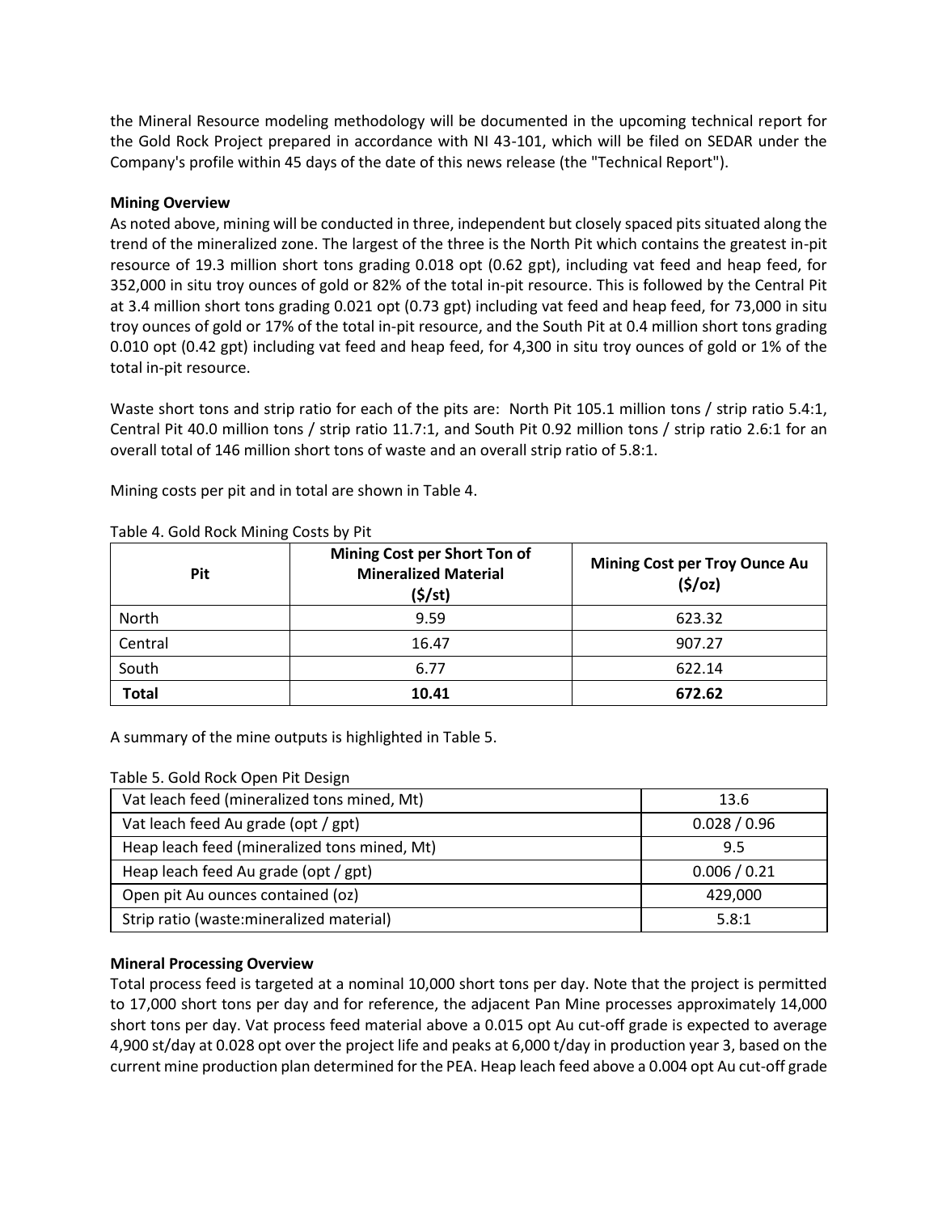the Mineral Resource modeling methodology will be documented in the upcoming technical report for the Gold Rock Project prepared in accordance with NI 43-101, which will be filed on SEDAR under the Company's profile within 45 days of the date of this news release (the "Technical Report").

**Mining Overview**

As noted above, mining will be conducted in three, independent but closely spaced pits situated along the trend of the mineralized zone. The largest of the three is the North Pit which contains the greatest in-pit resource of 19.3 million short tons grading 0.018 opt (0.62 gpt), including vat feed and heap feed, for 352,000 in situ troy ounces of gold or 82% of the total in-pit resource. This is followed by the Central Pit at 3.4 million short tons grading 0.021 opt (0.73 gpt) including vat feed and heap feed, for 73,000 in situ troy ounces of gold or 17% of the total in-pit resource, and the South Pit at 0.4 million short tons grading 0.010 opt (0.42 gpt) including vat feed and heap feed, for 4,300 in situ troy ounces of gold or 1% of the total in-pit resource.

Waste short tons and strip ratio for each of the pits are: North Pit 105.1 million tons / strip ratio 5.4:1, Central Pit 40.0 million tons / strip ratio 11.7:1, and South Pit 0.92 million tons / strip ratio 2.6:1 for an overall total of 146 million short tons of waste and an overall strip ratio of 5.8:1.

Mining costs per pit and in total are shown in Table 4.

Table 4. Gold Rock Mining Costs by Pit

| Pit | Mining Cost per Short Ton of Mineralized Material ($/st) | Mining Cost per Troy Ounce Au ($/oz) |
|---|---|---|
| North | 9.59 | 623.32 |
| Central | 16.47 | 907.27 |
| South | 6.77 | 622.14 |
| **Total** | **10.41** | **672.62** |

A summary of the mine outputs is highlighted in Table 5.

Table 5. Gold Rock Open Pit Design

| | |
|---|---|
| Vat leach feed (mineralized tons mined, Mt) | 13.6 |
| Vat leach feed Au grade (opt / gpt) | 0.028 / 0.96 |
| Heap leach feed (mineralized tons mined, Mt) | 9.5 |
| Heap leach feed Au grade (opt / gpt) | 0.006 / 0.21 |
| Open pit Au ounces contained (oz) | 429,000 |
| Strip ratio (waste:mineralized material) | 5.8:1 |

**Mineral Processing Overview**

Total process feed is targeted at a nominal 10,000 short tons per day. Note that the project is permitted to 17,000 short tons per day and for reference, the adjacent Pan Mine processes approximately 14,000 short tons per day. Vat process feed material above a 0.015 opt Au cut-off grade is expected to average 4,900 st/day at 0.028 opt over the project life and peaks at 6,000 t/day in production year 3, based on the current mine production plan determined for the PEA. Heap leach feed above a 0.004 opt Au cut-off grade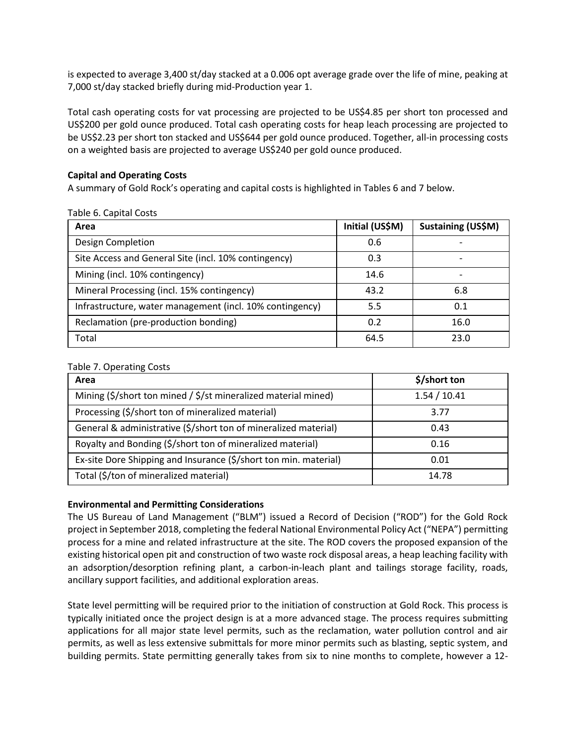is expected to average 3,400 st/day stacked at a 0.006 opt average grade over the life of mine, peaking at 7,000 st/day stacked briefly during mid-Production year 1.

Total cash operating costs for vat processing are projected to be US$4.85 per short ton processed and US$200 per gold ounce produced. Total cash operating costs for heap leach processing are projected to be US$2.23 per short ton stacked and US$644 per gold ounce produced. Together, all-in processing costs on a weighted basis are projected to average US$240 per gold ounce produced.

**Capital and Operating Costs**

A summary of Gold Rock's operating and capital costs is highlighted in Tables 6 and 7 below.

Table 6. Capital Costs

| Area | Initial (US$M) | Sustaining (US$M) |
|---|---|---|
| Design Completion | 0.6 | - |
| Site Access and General Site (incl. 10% contingency) | 0.3 | - |
| Mining (incl. 10% contingency) | 14.6 | - |
| Mineral Processing (incl. 15% contingency) | 43.2 | 6.8 |
| Infrastructure, water management (incl. 10% contingency) | 5.5 | 0.1 |
| Reclamation (pre-production bonding) | 0.2 | 16.0 |
| Total | 64.5 | 23.0 |

Table 7. Operating Costs

| Area | $/short ton |
|---|---|
| Mining ($/short ton mined / $/st mineralized material mined) | 1.54 / 10.41 |
| Processing ($/short ton of mineralized material) | 3.77 |
| General & administrative ($/short ton of mineralized material) | 0.43 |
| Royalty and Bonding ($/short ton of mineralized material) | 0.16 |
| Ex-site Dore Shipping and Insurance ($/short ton min. material) | 0.01 |
| Total ($/ton of mineralized material) | 14.78 |

**Environmental and Permitting Considerations**

The US Bureau of Land Management ("BLM") issued a Record of Decision ("ROD") for the Gold Rock project in September 2018, completing the federal National Environmental Policy Act ("NEPA") permitting process for a mine and related infrastructure at the site. The ROD covers the proposed expansion of the existing historical open pit and construction of two waste rock disposal areas, a heap leaching facility with an adsorption/desorption refining plant, a carbon-in-leach plant and tailings storage facility, roads, ancillary support facilities, and additional exploration areas.

State level permitting will be required prior to the initiation of construction at Gold Rock. This process is typically initiated once the project design is at a more advanced stage. The process requires submitting applications for all major state level permits, such as the reclamation, water pollution control and air permits, as well as less extensive submittals for more minor permits such as blasting, septic system, and building permits. State permitting generally takes from six to nine months to complete, however a 12-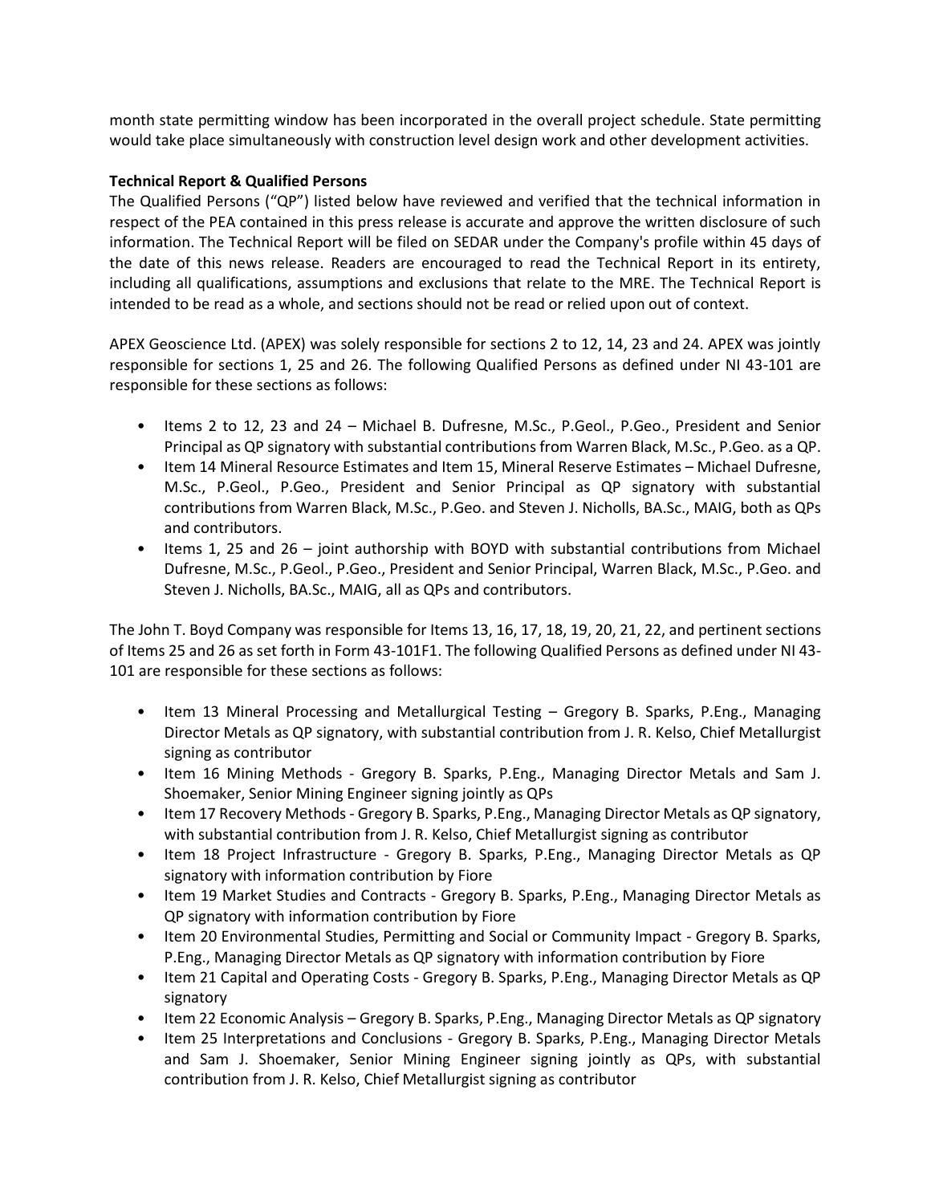month state permitting window has been incorporated in the overall project schedule. State permitting would take place simultaneously with construction level design work and other development activities.

**Technical Report & Qualified Persons**

The Qualified Persons ("QP") listed below have reviewed and verified that the technical information in respect of the PEA contained in this press release is accurate and approve the written disclosure of such information. The Technical Report will be filed on SEDAR under the Company's profile within 45 days of the date of this news release. Readers are encouraged to read the Technical Report in its entirety, including all qualifications, assumptions and exclusions that relate to the MRE. The Technical Report is intended to be read as a whole, and sections should not be read or relied upon out of context.

APEX Geoscience Ltd. (APEX) was solely responsible for sections 2 to 12, 14, 23 and 24. APEX was jointly responsible for sections 1, 25 and 26. The following Qualified Persons as defined under NI 43-101 are responsible for these sections as follows:

- Items 2 to 12, 23 and 24 – Michael B. Dufresne, M.Sc., P.Geol., P.Geo., President and Senior Principal as QP signatory with substantial contributions from Warren Black, M.Sc., P.Geo. as a QP.
- Item 14 Mineral Resource Estimates and Item 15, Mineral Reserve Estimates – Michael Dufresne, M.Sc., P.Geol., P.Geo., President and Senior Principal as QP signatory with substantial contributions from Warren Black, M.Sc., P.Geo. and Steven J. Nicholls, BA.Sc., MAIG, both as QPs and contributors.
- Items 1, 25 and 26 – joint authorship with BOYD with substantial contributions from Michael Dufresne, M.Sc., P.Geol., P.Geo., President and Senior Principal, Warren Black, M.Sc., P.Geo. and Steven J. Nicholls, BA.Sc., MAIG, all as QPs and contributors.

The John T. Boyd Company was responsible for Items 13, 16, 17, 18, 19, 20, 21, 22, and pertinent sections of Items 25 and 26 as set forth in Form 43-101F1. The following Qualified Persons as defined under NI 43-101 are responsible for these sections as follows:

- Item 13 Mineral Processing and Metallurgical Testing – Gregory B. Sparks, P.Eng., Managing Director Metals as QP signatory, with substantial contribution from J. R. Kelso, Chief Metallurgist signing as contributor
- Item 16 Mining Methods - Gregory B. Sparks, P.Eng., Managing Director Metals and Sam J. Shoemaker, Senior Mining Engineer signing jointly as QPs
- Item 17 Recovery Methods - Gregory B. Sparks, P.Eng., Managing Director Metals as QP signatory, with substantial contribution from J. R. Kelso, Chief Metallurgist signing as contributor
- Item 18 Project Infrastructure - Gregory B. Sparks, P.Eng., Managing Director Metals as QP signatory with information contribution by Fiore
- Item 19 Market Studies and Contracts - Gregory B. Sparks, P.Eng., Managing Director Metals as QP signatory with information contribution by Fiore
- Item 20 Environmental Studies, Permitting and Social or Community Impact - Gregory B. Sparks, P.Eng., Managing Director Metals as QP signatory with information contribution by Fiore
- Item 21 Capital and Operating Costs - Gregory B. Sparks, P.Eng., Managing Director Metals as QP signatory
- Item 22 Economic Analysis – Gregory B. Sparks, P.Eng., Managing Director Metals as QP signatory
- Item 25 Interpretations and Conclusions - Gregory B. Sparks, P.Eng., Managing Director Metals and Sam J. Shoemaker, Senior Mining Engineer signing jointly as QPs, with substantial contribution from J. R. Kelso, Chief Metallurgist signing as contributor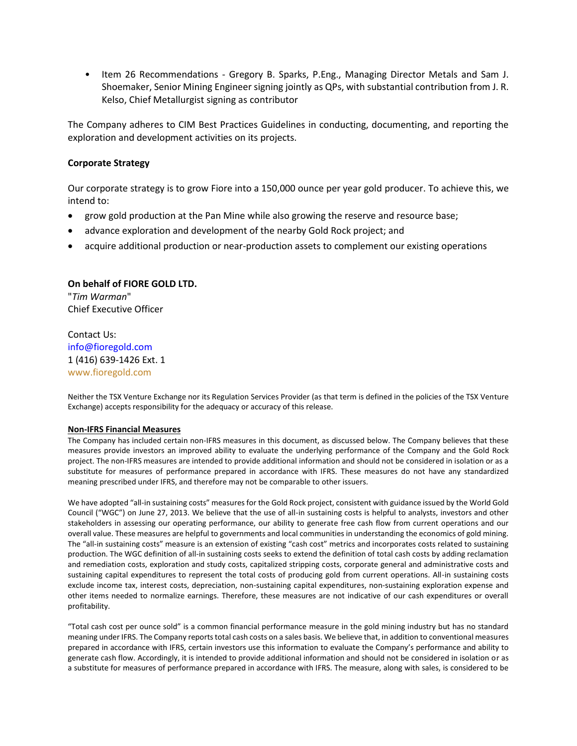- Item 26 Recommendations - Gregory B. Sparks, P.Eng., Managing Director Metals and Sam J. Shoemaker, Senior Mining Engineer signing jointly as QPs, with substantial contribution from J. R. Kelso, Chief Metallurgist signing as contributor

The Company adheres to CIM Best Practices Guidelines in conducting, documenting, and reporting the exploration and development activities on its projects.

**Corporate Strategy**

Our corporate strategy is to grow Fiore into a 150,000 ounce per year gold producer. To achieve this, we intend to:

- grow gold production at the Pan Mine while also growing the reserve and resource base;
- advance exploration and development of the nearby Gold Rock project; and
- acquire additional production or near-production assets to complement our existing operations

**On behalf of FIORE GOLD LTD.**
"*Tim Warman*"
Chief Executive Officer

Contact Us:
info@fioregold.com
1 (416) 639-1426 Ext. 1
www.fioregold.com

Neither the TSX Venture Exchange nor its Regulation Services Provider (as that term is defined in the policies of the TSX Venture Exchange) accepts responsibility for the adequacy or accuracy of this release.

**Non-IFRS Financial Measures**

The Company has included certain non-IFRS measures in this document, as discussed below. The Company believes that these measures provide investors an improved ability to evaluate the underlying performance of the Company and the Gold Rock project. The non-IFRS measures are intended to provide additional information and should not be considered in isolation or as a substitute for measures of performance prepared in accordance with IFRS. These measures do not have any standardized meaning prescribed under IFRS, and therefore may not be comparable to other issuers.

We have adopted "all-in sustaining costs" measures for the Gold Rock project, consistent with guidance issued by the World Gold Council ("WGC") on June 27, 2013. We believe that the use of all-in sustaining costs is helpful to analysts, investors and other stakeholders in assessing our operating performance, our ability to generate free cash flow from current operations and our overall value. These measures are helpful to governments and local communities in understanding the economics of gold mining. The "all-in sustaining costs" measure is an extension of existing "cash cost" metrics and incorporates costs related to sustaining production. The WGC definition of all-in sustaining costs seeks to extend the definition of total cash costs by adding reclamation and remediation costs, exploration and study costs, capitalized stripping costs, corporate general and administrative costs and sustaining capital expenditures to represent the total costs of producing gold from current operations. All-in sustaining costs exclude income tax, interest costs, depreciation, non-sustaining capital expenditures, non-sustaining exploration expense and other items needed to normalize earnings. Therefore, these measures are not indicative of our cash expenditures or overall profitability.

"Total cash cost per ounce sold" is a common financial performance measure in the gold mining industry but has no standard meaning under IFRS. The Company reports total cash costs on a sales basis. We believe that, in addition to conventional measures prepared in accordance with IFRS, certain investors use this information to evaluate the Company's performance and ability to generate cash flow. Accordingly, it is intended to provide additional information and should not be considered in isolation or as a substitute for measures of performance prepared in accordance with IFRS. The measure, along with sales, is considered to be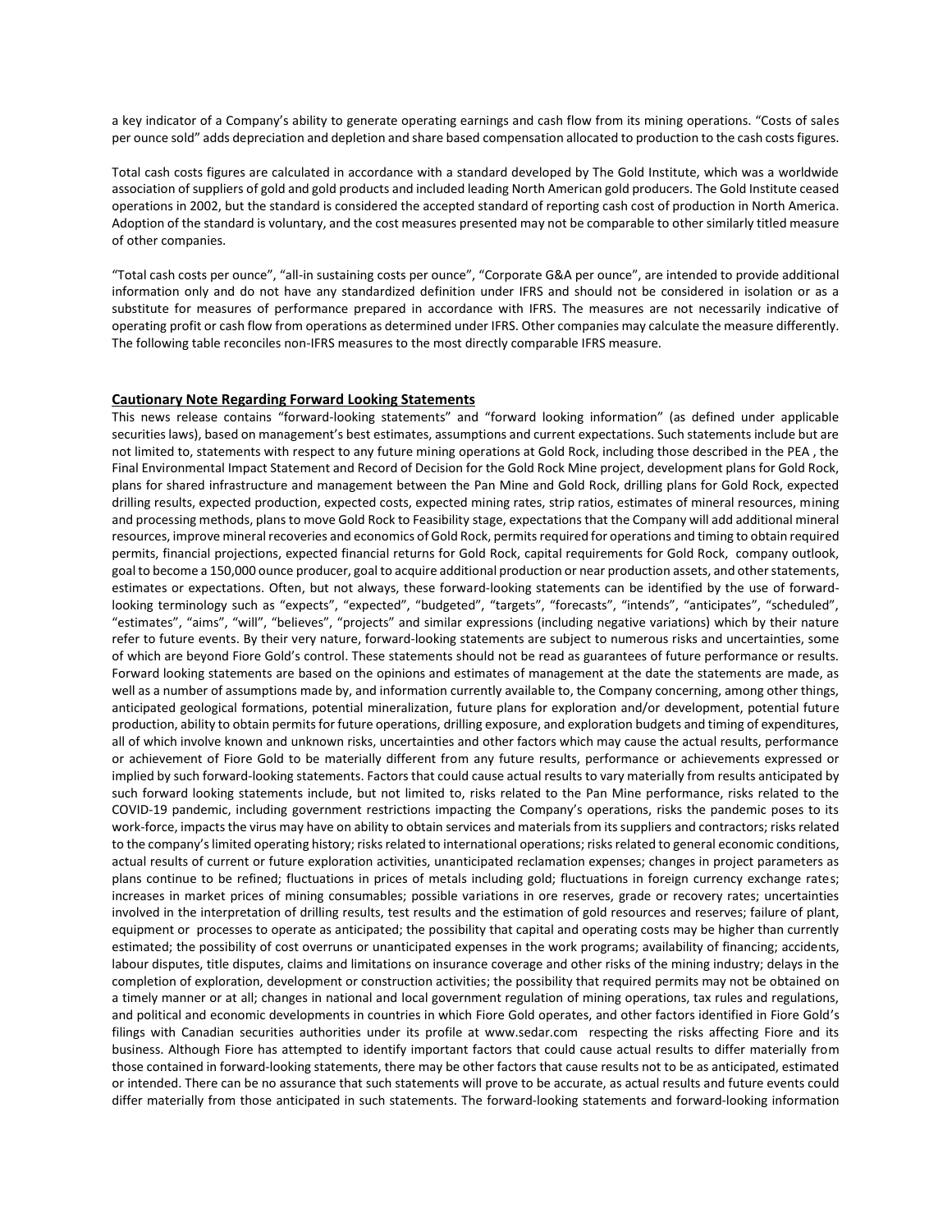a key indicator of a Company's ability to generate operating earnings and cash flow from its mining operations. "Costs of sales per ounce sold" adds depreciation and depletion and share based compensation allocated to production to the cash costs figures.

Total cash costs figures are calculated in accordance with a standard developed by The Gold Institute, which was a worldwide association of suppliers of gold and gold products and included leading North American gold producers. The Gold Institute ceased operations in 2002, but the standard is considered the accepted standard of reporting cash cost of production in North America. Adoption of the standard is voluntary, and the cost measures presented may not be comparable to other similarly titled measure of other companies.

"Total cash costs per ounce", "all-in sustaining costs per ounce", "Corporate G&A per ounce", are intended to provide additional information only and do not have any standardized definition under IFRS and should not be considered in isolation or as a substitute for measures of performance prepared in accordance with IFRS. The measures are not necessarily indicative of operating profit or cash flow from operations as determined under IFRS. Other companies may calculate the measure differently. The following table reconciles non-IFRS measures to the most directly comparable IFRS measure.

**Cautionary Note Regarding Forward Looking Statements**

This news release contains "forward-looking statements" and "forward looking information" (as defined under applicable securities laws), based on management's best estimates, assumptions and current expectations. Such statements include but are not limited to, statements with respect to any future mining operations at Gold Rock, including those described in the PEA , the Final Environmental Impact Statement and Record of Decision for the Gold Rock Mine project, development plans for Gold Rock, plans for shared infrastructure and management between the Pan Mine and Gold Rock, drilling plans for Gold Rock, expected drilling results, expected production, expected costs, expected mining rates, strip ratios, estimates of mineral resources, mining and processing methods, plans to move Gold Rock to Feasibility stage, expectations that the Company will add additional mineral resources, improve mineral recoveries and economics of Gold Rock, permits required for operations and timing to obtain required permits, financial projections, expected financial returns for Gold Rock, capital requirements for Gold Rock, company outlook, goal to become a 150,000 ounce producer, goal to acquire additional production or near production assets, and other statements, estimates or expectations. Often, but not always, these forward-looking statements can be identified by the use of forward-looking terminology such as "expects", "expected", "budgeted", "targets", "forecasts", "intends", "anticipates", "scheduled", "estimates", "aims", "will", "believes", "projects" and similar expressions (including negative variations) which by their nature refer to future events. By their very nature, forward-looking statements are subject to numerous risks and uncertainties, some of which are beyond Fiore Gold's control. These statements should not be read as guarantees of future performance or results. Forward looking statements are based on the opinions and estimates of management at the date the statements are made, as well as a number of assumptions made by, and information currently available to, the Company concerning, among other things, anticipated geological formations, potential mineralization, future plans for exploration and/or development, potential future production, ability to obtain permits for future operations, drilling exposure, and exploration budgets and timing of expenditures, all of which involve known and unknown risks, uncertainties and other factors which may cause the actual results, performance or achievement of Fiore Gold to be materially different from any future results, performance or achievements expressed or implied by such forward-looking statements. Factors that could cause actual results to vary materially from results anticipated by such forward looking statements include, but not limited to, risks related to the Pan Mine performance, risks related to the COVID-19 pandemic, including government restrictions impacting the Company's operations, risks the pandemic poses to its work-force, impacts the virus may have on ability to obtain services and materials from its suppliers and contractors; risks related to the company's limited operating history; risks related to international operations; risks related to general economic conditions, actual results of current or future exploration activities, unanticipated reclamation expenses; changes in project parameters as plans continue to be refined; fluctuations in prices of metals including gold; fluctuations in foreign currency exchange rates; increases in market prices of mining consumables; possible variations in ore reserves, grade or recovery rates; uncertainties involved in the interpretation of drilling results, test results and the estimation of gold resources and reserves; failure of plant, equipment or processes to operate as anticipated; the possibility that capital and operating costs may be higher than currently estimated; the possibility of cost overruns or unanticipated expenses in the work programs; availability of financing; accidents, labour disputes, title disputes, claims and limitations on insurance coverage and other risks of the mining industry; delays in the completion of exploration, development or construction activities; the possibility that required permits may not be obtained on a timely manner or at all; changes in national and local government regulation of mining operations, tax rules and regulations, and political and economic developments in countries in which Fiore Gold operates, and other factors identified in Fiore Gold's filings with Canadian securities authorities under its profile at www.sedar.com respecting the risks affecting Fiore and its business. Although Fiore has attempted to identify important factors that could cause actual results to differ materially from those contained in forward-looking statements, there may be other factors that cause results not to be as anticipated, estimated or intended. There can be no assurance that such statements will prove to be accurate, as actual results and future events could differ materially from those anticipated in such statements. The forward-looking statements and forward-looking information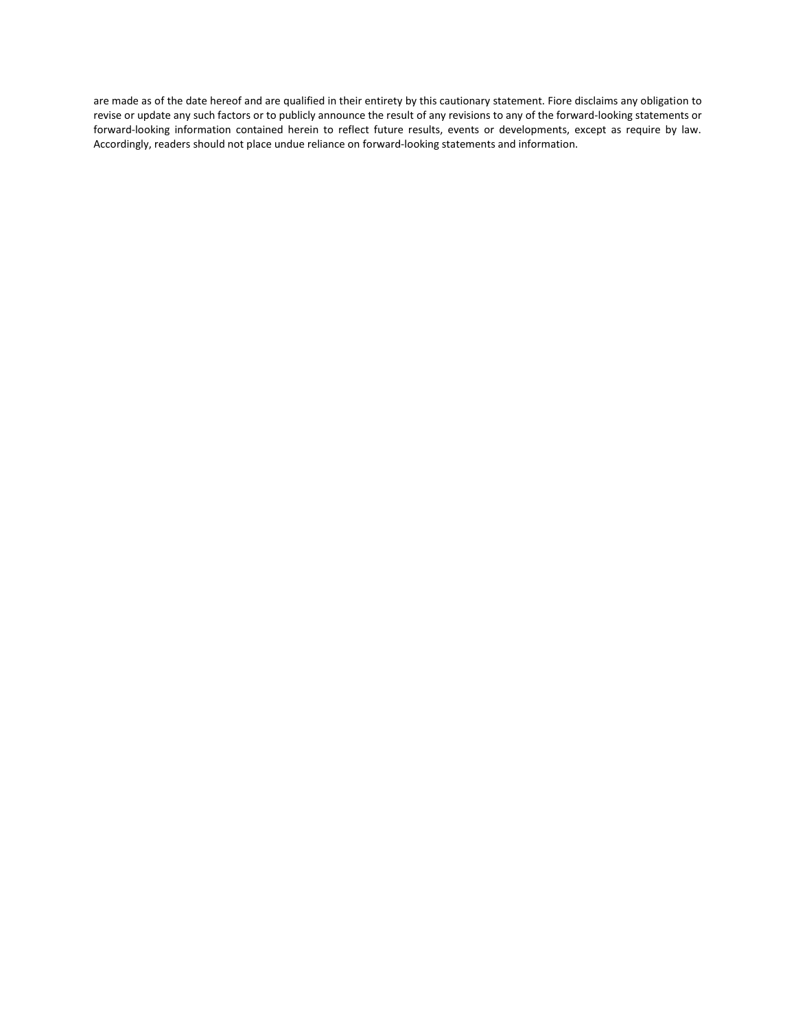are made as of the date hereof and are qualified in their entirety by this cautionary statement. Fiore disclaims any obligation to revise or update any such factors or to publicly announce the result of any revisions to any of the forward-looking statements or forward-looking information contained herein to reflect future results, events or developments, except as require by law. Accordingly, readers should not place undue reliance on forward-looking statements and information.